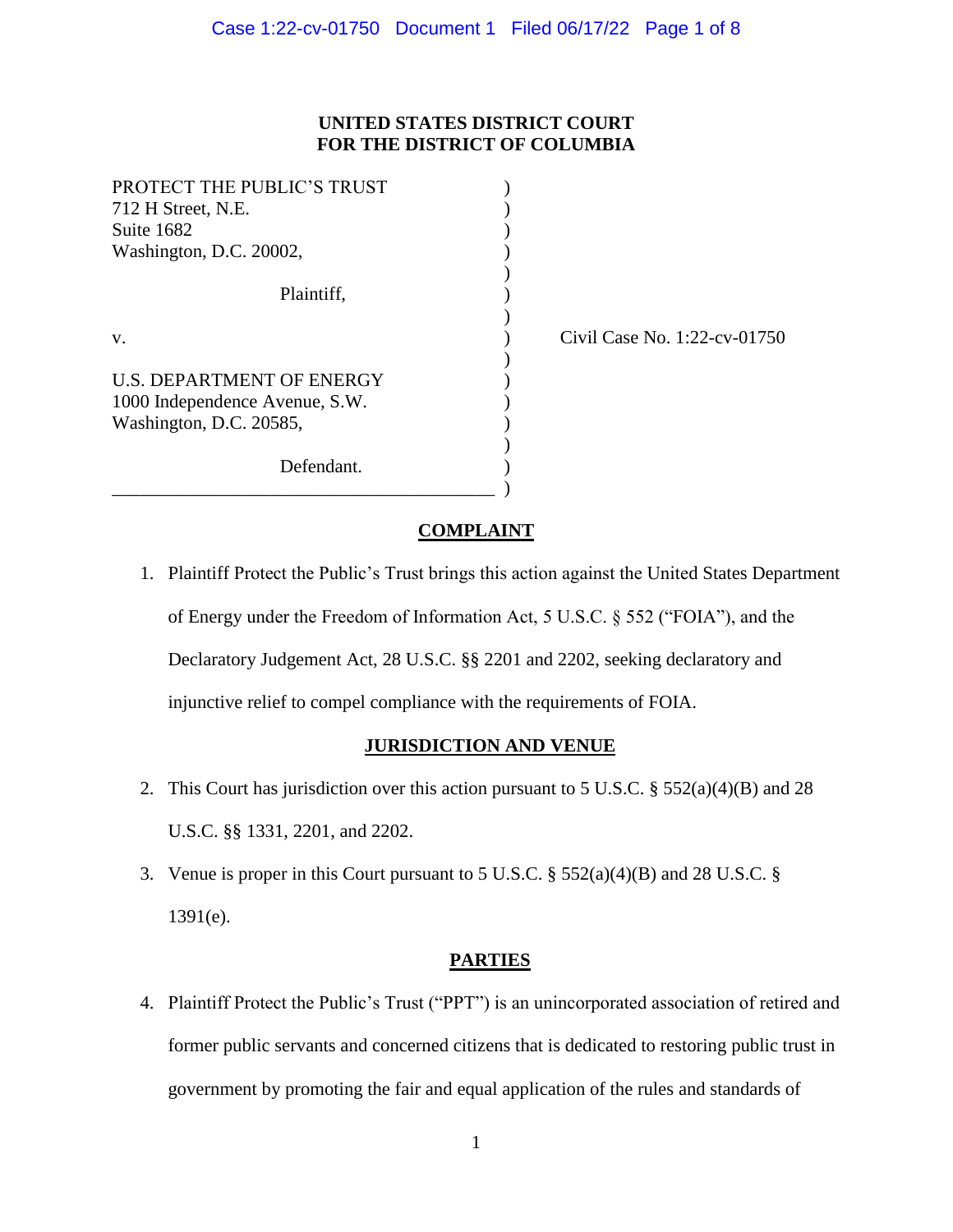**UNITED STATES DISTRICT COURT**
**FOR THE DISTRICT OF COLUMBIA**

PROTECT THE PUBLIC'S TRUST
712 H Street, N.E.
Suite 1682
Washington, D.C. 20002,

Plaintiff,

v.

U.S. DEPARTMENT OF ENERGY
1000 Independence Avenue, S.W.
Washington, D.C. 20585,

Defendant.

Civil Case No. 1:22-cv-01750

## COMPLAINT

1. Plaintiff Protect the Public's Trust brings this action against the United States Department of Energy under the Freedom of Information Act, 5 U.S.C. § 552 ("FOIA"), and the Declaratory Judgement Act, 28 U.S.C. §§ 2201 and 2202, seeking declaratory and injunctive relief to compel compliance with the requirements of FOIA.

## JURISDICTION AND VENUE

2. This Court has jurisdiction over this action pursuant to 5 U.S.C. § 552(a)(4)(B) and 28 U.S.C. §§ 1331, 2201, and 2202.

3. Venue is proper in this Court pursuant to 5 U.S.C. § 552(a)(4)(B) and 28 U.S.C. § 1391(e).

## PARTIES

4. Plaintiff Protect the Public's Trust ("PPT") is an unincorporated association of retired and former public servants and concerned citizens that is dedicated to restoring public trust in government by promoting the fair and equal application of the rules and standards of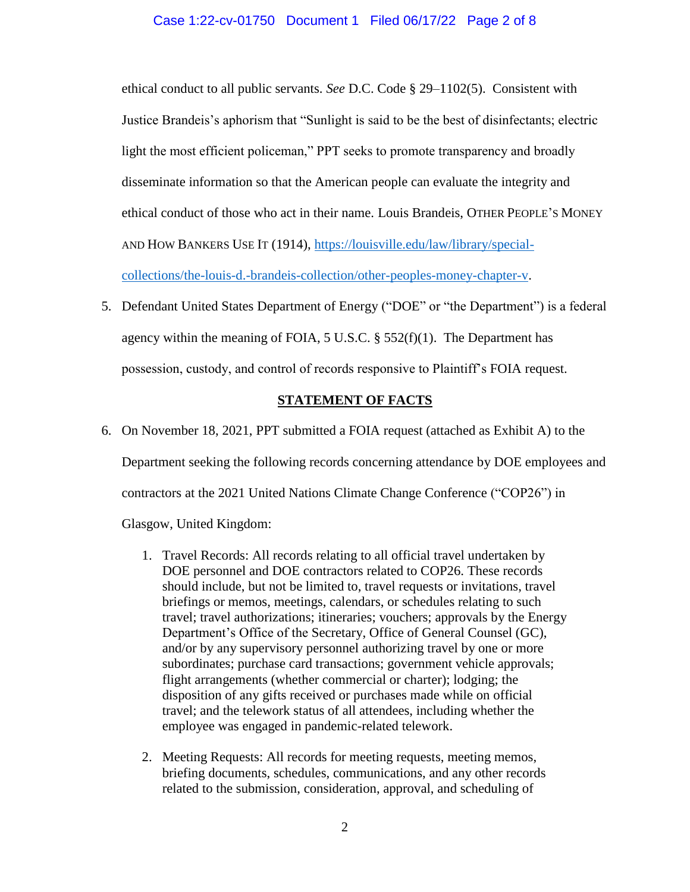ethical conduct to all public servants. *See* D.C. Code § 29–1102(5). Consistent with Justice Brandeis's aphorism that "Sunlight is said to be the best of disinfectants; electric light the most efficient policeman," PPT seeks to promote transparency and broadly disseminate information so that the American people can evaluate the integrity and ethical conduct of those who act in their name. Louis Brandeis, OTHER PEOPLE'S MONEY AND HOW BANKERS USE IT (1914), [https://louisville.edu/law/library/special-collections/the-louis-d.-brandeis-collection/other-peoples-money-chapter-v](https://louisville.edu/law/library/special-collections/the-louis-d.-brandeis-collection/other-peoples-money-chapter-v).

5. Defendant United States Department of Energy ("DOE" or "the Department") is a federal agency within the meaning of FOIA, 5 U.S.C. § 552(f)(1). The Department has possession, custody, and control of records responsive to Plaintiff's FOIA request.

## STATEMENT OF FACTS

6. On November 18, 2021, PPT submitted a FOIA request (attached as Exhibit A) to the Department seeking the following records concerning attendance by DOE employees and contractors at the 2021 United Nations Climate Change Conference ("COP26") in Glasgow, United Kingdom:

   1. Travel Records: All records relating to all official travel undertaken by DOE personnel and DOE contractors related to COP26. These records should include, but not be limited to, travel requests or invitations, travel briefings or memos, meetings, calendars, or schedules relating to such travel; travel authorizations; itineraries; vouchers; approvals by the Energy Department's Office of the Secretary, Office of General Counsel (GC), and/or by any supervisory personnel authorizing travel by one or more subordinates; purchase card transactions; government vehicle approvals; flight arrangements (whether commercial or charter); lodging; the disposition of any gifts received or purchases made while on official travel; and the telework status of all attendees, including whether the employee was engaged in pandemic-related telework.

   2. Meeting Requests: All records for meeting requests, meeting memos, briefing documents, schedules, communications, and any other records related to the submission, consideration, approval, and scheduling of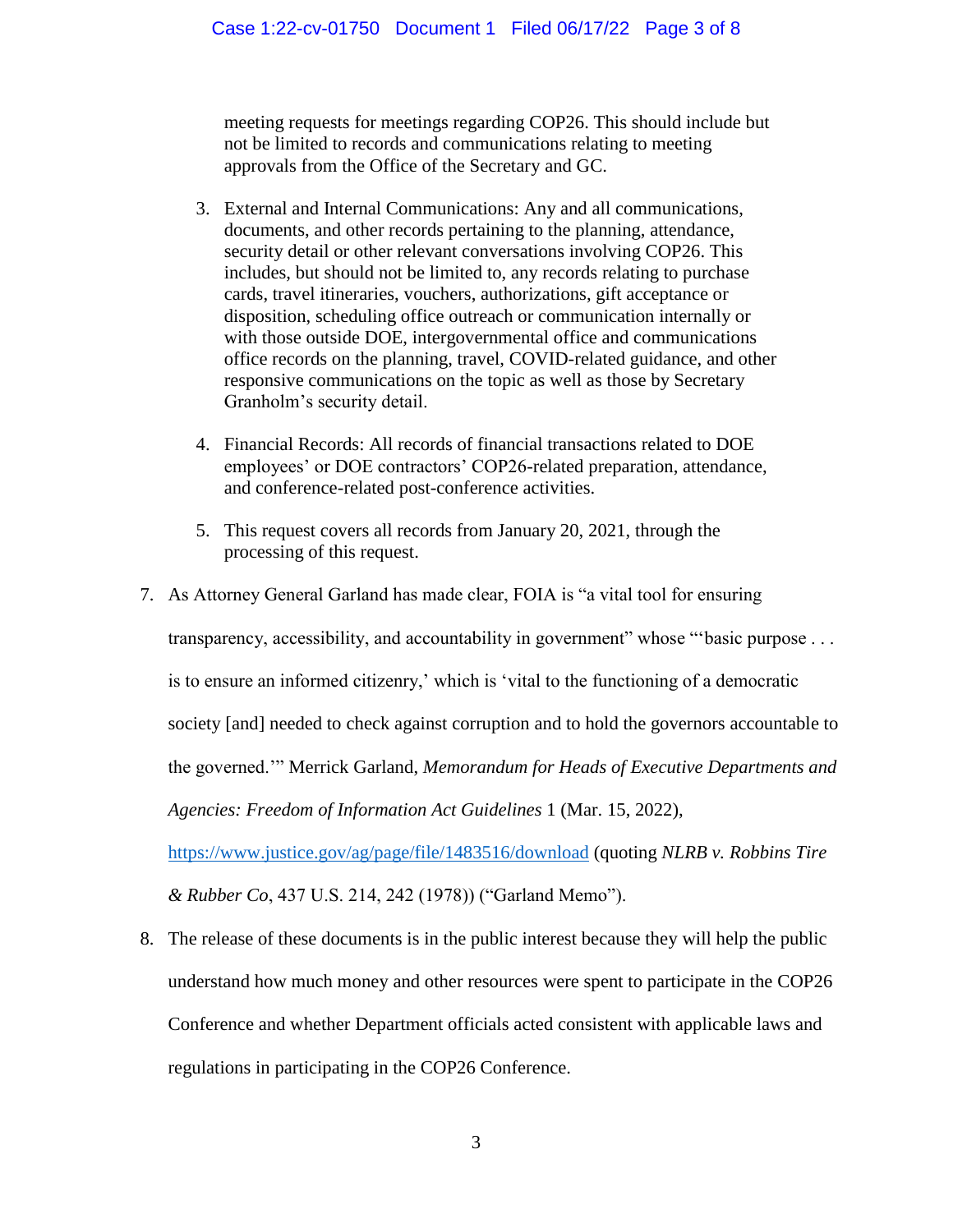meeting requests for meetings regarding COP26. This should include but not be limited to records and communications relating to meeting approvals from the Office of the Secretary and GC.

3. External and Internal Communications: Any and all communications, documents, and other records pertaining to the planning, attendance, security detail or other relevant conversations involving COP26. This includes, but should not be limited to, any records relating to purchase cards, travel itineraries, vouchers, authorizations, gift acceptance or disposition, scheduling office outreach or communication internally or with those outside DOE, intergovernmental office and communications office records on the planning, travel, COVID-related guidance, and other responsive communications on the topic as well as those by Secretary Granholm's security detail.

4. Financial Records: All records of financial transactions related to DOE employees' or DOE contractors' COP26-related preparation, attendance, and conference-related post-conference activities.

5. This request covers all records from January 20, 2021, through the processing of this request.

7. As Attorney General Garland has made clear, FOIA is "a vital tool for ensuring transparency, accessibility, and accountability in government" whose "'basic purpose . . . is to ensure an informed citizenry,' which is 'vital to the functioning of a democratic society [and] needed to check against corruption and to hold the governors accountable to the governed.'" Merrick Garland, *Memorandum for Heads of Executive Departments and Agencies: Freedom of Information Act Guidelines* 1 (Mar. 15, 2022), https://www.justice.gov/ag/page/file/1483516/download (quoting *NLRB v. Robbins Tire & Rubber Co*, 437 U.S. 214, 242 (1978)) ("Garland Memo").

8. The release of these documents is in the public interest because they will help the public understand how much money and other resources were spent to participate in the COP26 Conference and whether Department officials acted consistent with applicable laws and regulations in participating in the COP26 Conference.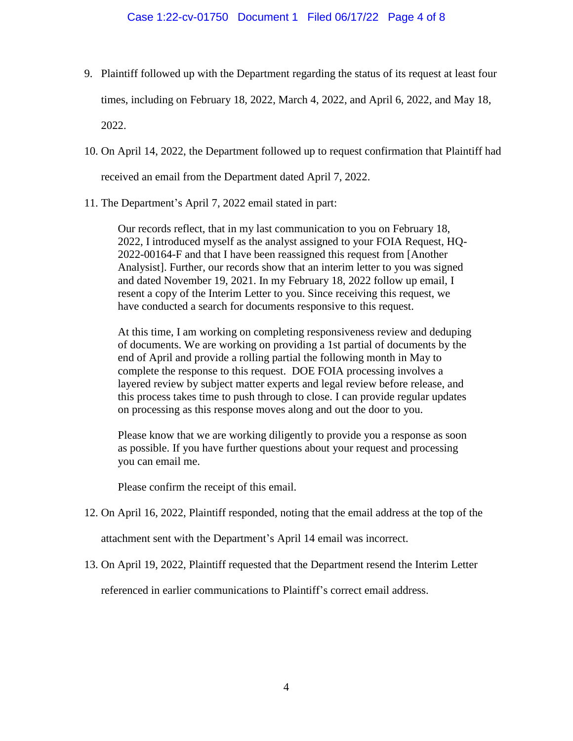9. Plaintiff followed up with the Department regarding the status of its request at least four times, including on February 18, 2022, March 4, 2022, and April 6, 2022, and May 18, 2022.

10. On April 14, 2022, the Department followed up to request confirmation that Plaintiff had received an email from the Department dated April 7, 2022.

11. The Department's April 7, 2022 email stated in part:

> Our records reflect, that in my last communication to you on February 18, 2022, I introduced myself as the analyst assigned to your FOIA Request, HQ-2022-00164-F and that I have been reassigned this request from [Another Analysist]. Further, our records show that an interim letter to you was signed and dated November 19, 2021. In my February 18, 2022 follow up email, I resent a copy of the Interim Letter to you. Since receiving this request, we have conducted a search for documents responsive to this request.
>
> At this time, I am working on completing responsiveness review and deduping of documents. We are working on providing a 1st partial of documents by the end of April and provide a rolling partial the following month in May to complete the response to this request. DOE FOIA processing involves a layered review by subject matter experts and legal review before release, and this process takes time to push through to close. I can provide regular updates on processing as this response moves along and out the door to you.
>
> Please know that we are working diligently to provide you a response as soon as possible. If you have further questions about your request and processing you can email me.
>
> Please confirm the receipt of this email.

12. On April 16, 2022, Plaintiff responded, noting that the email address at the top of the attachment sent with the Department's April 14 email was incorrect.

13. On April 19, 2022, Plaintiff requested that the Department resend the Interim Letter referenced in earlier communications to Plaintiff's correct email address.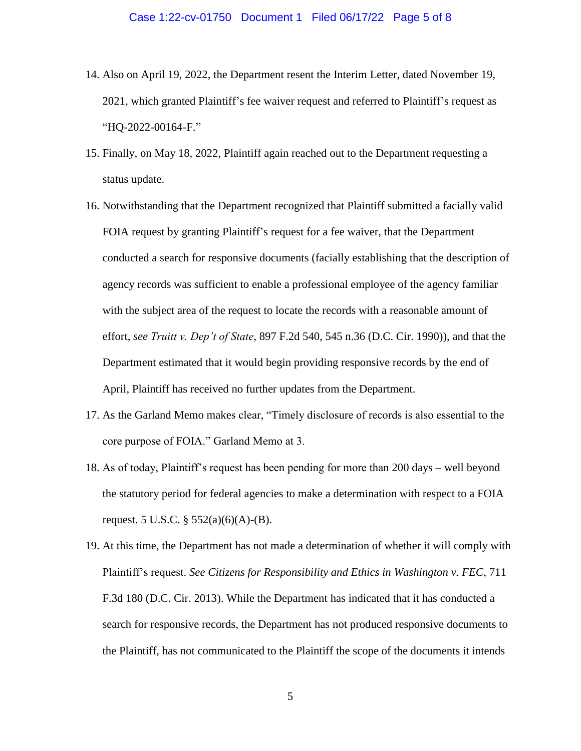14. Also on April 19, 2022, the Department resent the Interim Letter, dated November 19, 2021, which granted Plaintiff's fee waiver request and referred to Plaintiff's request as "HQ-2022-00164-F."
15. Finally, on May 18, 2022, Plaintiff again reached out to the Department requesting a status update.
16. Notwithstanding that the Department recognized that Plaintiff submitted a facially valid FOIA request by granting Plaintiff's request for a fee waiver, that the Department conducted a search for responsive documents (facially establishing that the description of agency records was sufficient to enable a professional employee of the agency familiar with the subject area of the request to locate the records with a reasonable amount of effort, *see Truitt v. Dep't of State*, 897 F.2d 540, 545 n.36 (D.C. Cir. 1990)), and that the Department estimated that it would begin providing responsive records by the end of April, Plaintiff has received no further updates from the Department.
17. As the Garland Memo makes clear, "Timely disclosure of records is also essential to the core purpose of FOIA." Garland Memo at 3.
18. As of today, Plaintiff's request has been pending for more than 200 days – well beyond the statutory period for federal agencies to make a determination with respect to a FOIA request. 5 U.S.C. § 552(a)(6)(A)-(B).
19. At this time, the Department has not made a determination of whether it will comply with Plaintiff's request. *See Citizens for Responsibility and Ethics in Washington v. FEC*, 711 F.3d 180 (D.C. Cir. 2013). While the Department has indicated that it has conducted a search for responsive records, the Department has not produced responsive documents to the Plaintiff, has not communicated to the Plaintiff the scope of the documents it intends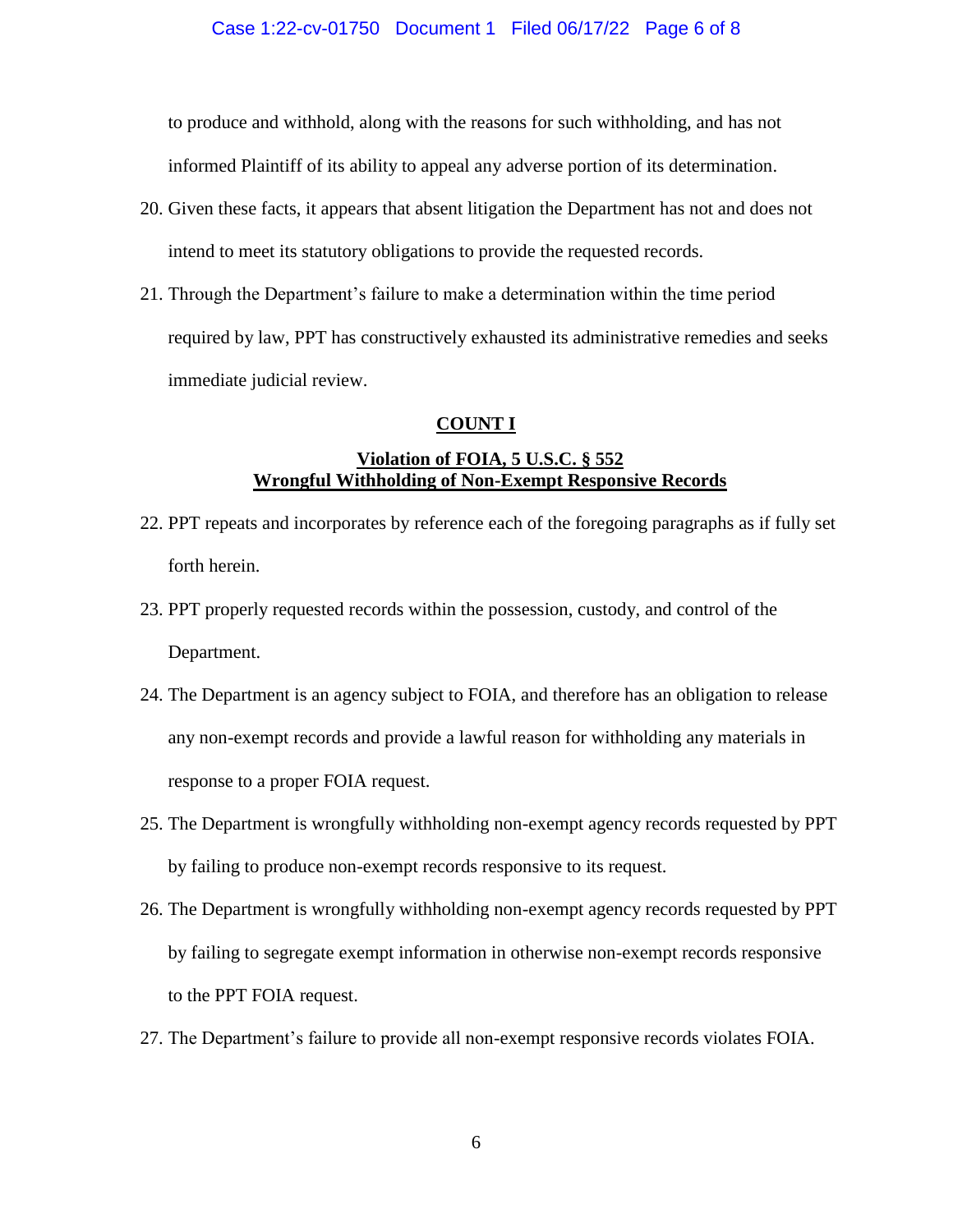to produce and withhold, along with the reasons for such withholding, and has not informed Plaintiff of its ability to appeal any adverse portion of its determination.

20. Given these facts, it appears that absent litigation the Department has not and does not intend to meet its statutory obligations to provide the requested records.

21. Through the Department's failure to make a determination within the time period required by law, PPT has constructively exhausted its administrative remedies and seeks immediate judicial review.

**COUNT I**

**Violation of FOIA, 5 U.S.C. § 552**
**Wrongful Withholding of Non-Exempt Responsive Records**

22. PPT repeats and incorporates by reference each of the foregoing paragraphs as if fully set forth herein.

23. PPT properly requested records within the possession, custody, and control of the Department.

24. The Department is an agency subject to FOIA, and therefore has an obligation to release any non-exempt records and provide a lawful reason for withholding any materials in response to a proper FOIA request.

25. The Department is wrongfully withholding non-exempt agency records requested by PPT by failing to produce non-exempt records responsive to its request.

26. The Department is wrongfully withholding non-exempt agency records requested by PPT by failing to segregate exempt information in otherwise non-exempt records responsive to the PPT FOIA request.

27. The Department's failure to provide all non-exempt responsive records violates FOIA.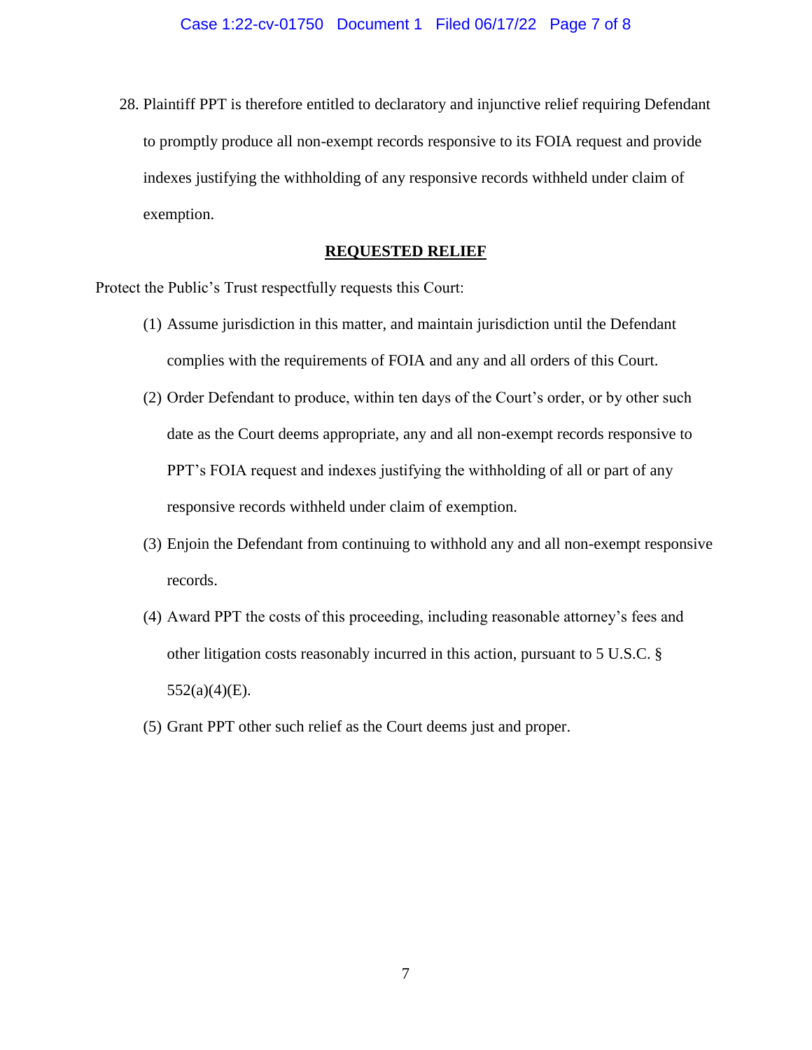28. Plaintiff PPT is therefore entitled to declaratory and injunctive relief requiring Defendant to promptly produce all non-exempt records responsive to its FOIA request and provide indexes justifying the withholding of any responsive records withheld under claim of exemption.

## REQUESTED RELIEF

Protect the Public's Trust respectfully requests this Court:

(1) Assume jurisdiction in this matter, and maintain jurisdiction until the Defendant complies with the requirements of FOIA and any and all orders of this Court.

(2) Order Defendant to produce, within ten days of the Court's order, or by other such date as the Court deems appropriate, any and all non-exempt records responsive to PPT's FOIA request and indexes justifying the withholding of all or part of any responsive records withheld under claim of exemption.

(3) Enjoin the Defendant from continuing to withhold any and all non-exempt responsive records.

(4) Award PPT the costs of this proceeding, including reasonable attorney's fees and other litigation costs reasonably incurred in this action, pursuant to 5 U.S.C. § 552(a)(4)(E).

(5) Grant PPT other such relief as the Court deems just and proper.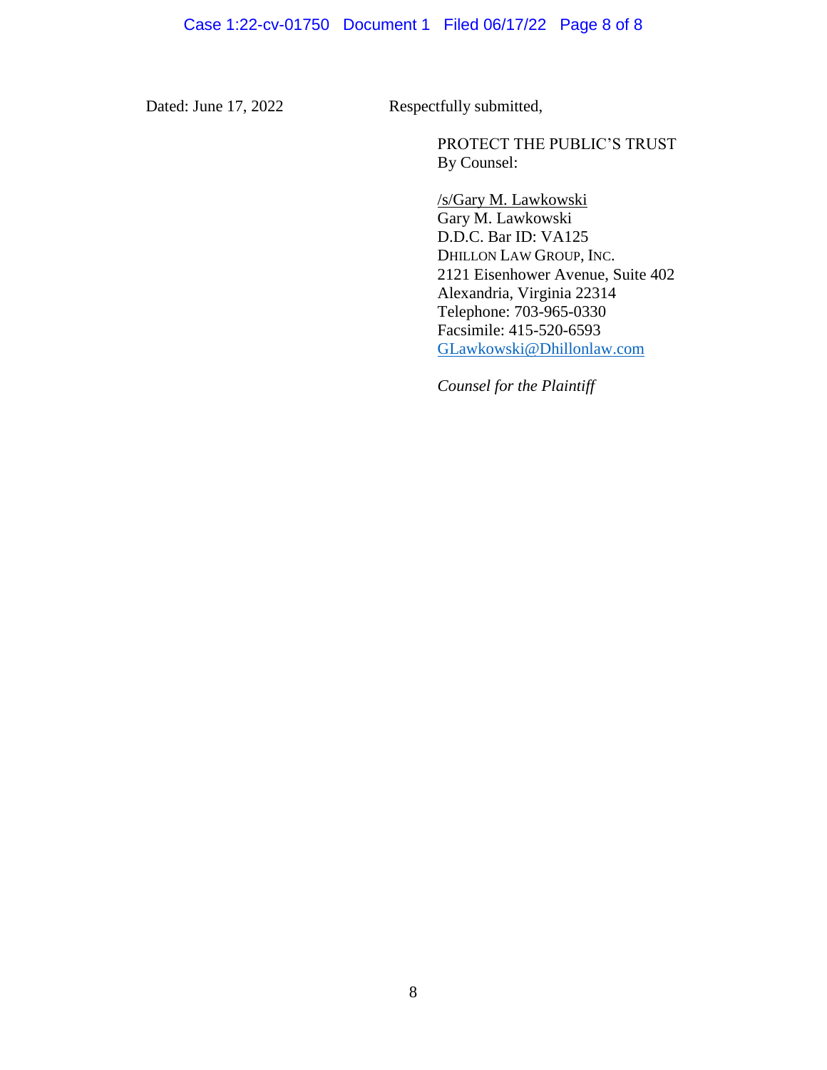Dated: June 17, 2022

Respectfully submitted,

PROTECT THE PUBLIC'S TRUST
By Counsel:

/s/Gary M. Lawkowski
Gary M. Lawkowski
D.D.C. Bar ID: VA125
DHILLON LAW GROUP, INC.
2121 Eisenhower Avenue, Suite 402
Alexandria, Virginia 22314
Telephone: 703-965-0330
Facsimile: 415-520-6593
GLawkowski@Dhillonlaw.com

*Counsel for the Plaintiff*